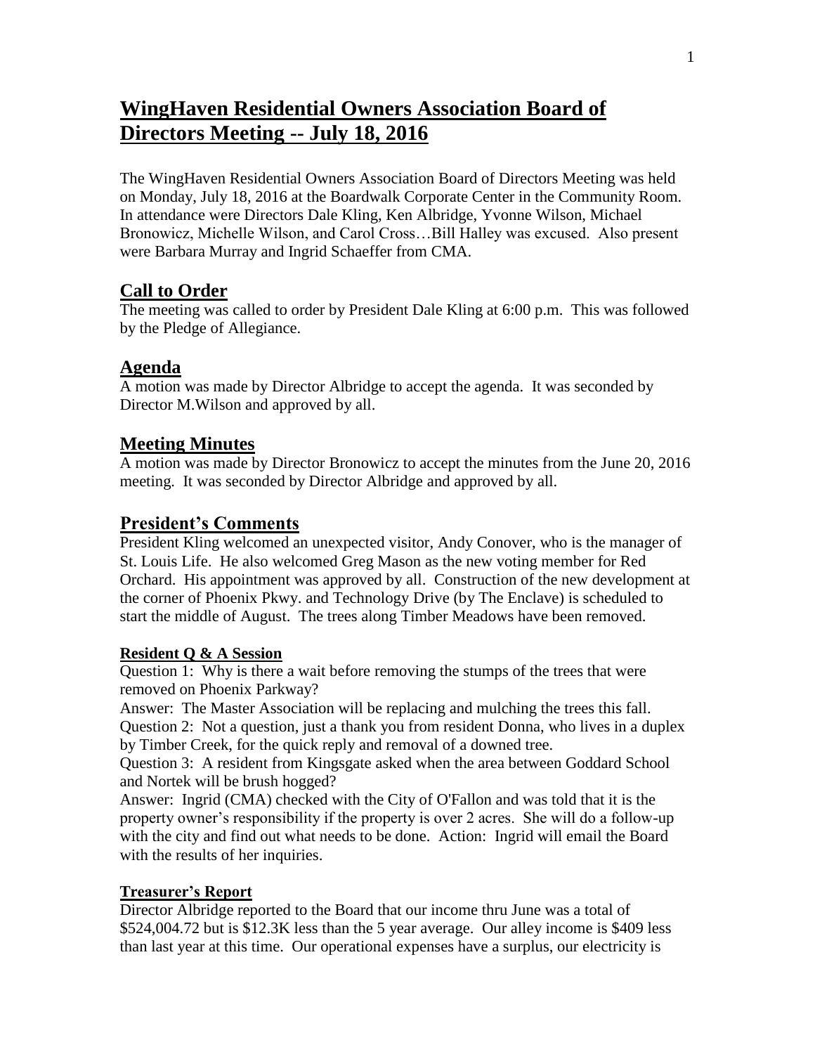# WingHaven Residential Owners Association Board of Directors Meeting -- July 18, 2016

The WingHaven Residential Owners Association Board of Directors Meeting was held on Monday, July 18, 2016 at the Boardwalk Corporate Center in the Community Room. In attendance were Directors Dale Kling, Ken Albridge, Yvonne Wilson, Michael Bronowicz, Michelle Wilson, and Carol Cross…Bill Halley was excused. Also present were Barbara Murray and Ingrid Schaeffer from CMA.

## Call to Order

The meeting was called to order by President Dale Kling at 6:00 p.m. This was followed by the Pledge of Allegiance.

## Agenda

A motion was made by Director Albridge to accept the agenda. It was seconded by Director M.Wilson and approved by all.

## Meeting Minutes

A motion was made by Director Bronowicz to accept the minutes from the June 20, 2016 meeting. It was seconded by Director Albridge and approved by all.

## President's Comments

President Kling welcomed an unexpected visitor, Andy Conover, who is the manager of St. Louis Life. He also welcomed Greg Mason as the new voting member for Red Orchard. His appointment was approved by all. Construction of the new development at the corner of Phoenix Pkwy. and Technology Drive (by The Enclave) is scheduled to start the middle of August. The trees along Timber Meadows have been removed.

### Resident Q & A Session

Question 1: Why is there a wait before removing the stumps of the trees that were removed on Phoenix Parkway?

Answer: The Master Association will be replacing and mulching the trees this fall.

Question 2: Not a question, just a thank you from resident Donna, who lives in a duplex by Timber Creek, for the quick reply and removal of a downed tree.

Question 3: A resident from Kingsgate asked when the area between Goddard School and Nortek will be brush hogged?

Answer: Ingrid (CMA) checked with the City of O'Fallon and was told that it is the property owner's responsibility if the property is over 2 acres. She will do a follow-up with the city and find out what needs to be done. Action: Ingrid will email the Board with the results of her inquiries.

### Treasurer's Report

Director Albridge reported to the Board that our income thru June was a total of $524,004.72 but is $12.3K less than the 5 year average. Our alley income is $409 less than last year at this time. Our operational expenses have a surplus, our electricity is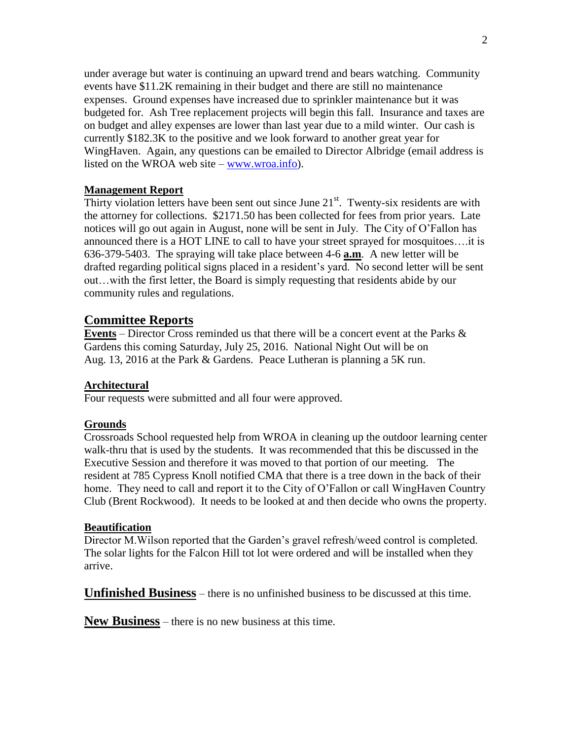under average but water is continuing an upward trend and bears watching. Community events have $11.2K remaining in their budget and there are still no maintenance expenses. Ground expenses have increased due to sprinkler maintenance but it was budgeted for. Ash Tree replacement projects will begin this fall. Insurance and taxes are on budget and alley expenses are lower than last year due to a mild winter. Our cash is currently $182.3K to the positive and we look forward to another great year for WingHaven. Again, any questions can be emailed to Director Albridge (email address is listed on the WROA web site – [www.wroa.info](http://www.wroa.info)).

### Management Report

Thirty violation letters have been sent out since June 21st. Twenty-six residents are with the attorney for collections. $2171.50 has been collected for fees from prior years. Late notices will go out again in August, none will be sent in July. The City of O'Fallon has announced there is a HOT LINE to call to have your street sprayed for mosquitoes….it is 636-379-5403. The spraying will take place between 4-6 **a.m**. A new letter will be drafted regarding political signs placed in a resident's yard. No second letter will be sent out…with the first letter, the Board is simply requesting that residents abide by our community rules and regulations.

## Committee Reports

**Events** – Director Cross reminded us that there will be a concert event at the Parks & Gardens this coming Saturday, July 25, 2016. National Night Out will be on Aug. 13, 2016 at the Park & Gardens. Peace Lutheran is planning a 5K run.

### Architectural

Four requests were submitted and all four were approved.

### Grounds

Crossroads School requested help from WROA in cleaning up the outdoor learning center walk-thru that is used by the students. It was recommended that this be discussed in the Executive Session and therefore it was moved to that portion of our meeting. The resident at 785 Cypress Knoll notified CMA that there is a tree down in the back of their home. They need to call and report it to the City of O'Fallon or call WingHaven Country Club (Brent Rockwood). It needs to be looked at and then decide who owns the property.

### Beautification

Director M.Wilson reported that the Garden's gravel refresh/weed control is completed. The solar lights for the Falcon Hill tot lot were ordered and will be installed when they arrive.

**Unfinished Business** – there is no unfinished business to be discussed at this time.

**New Business** – there is no new business at this time.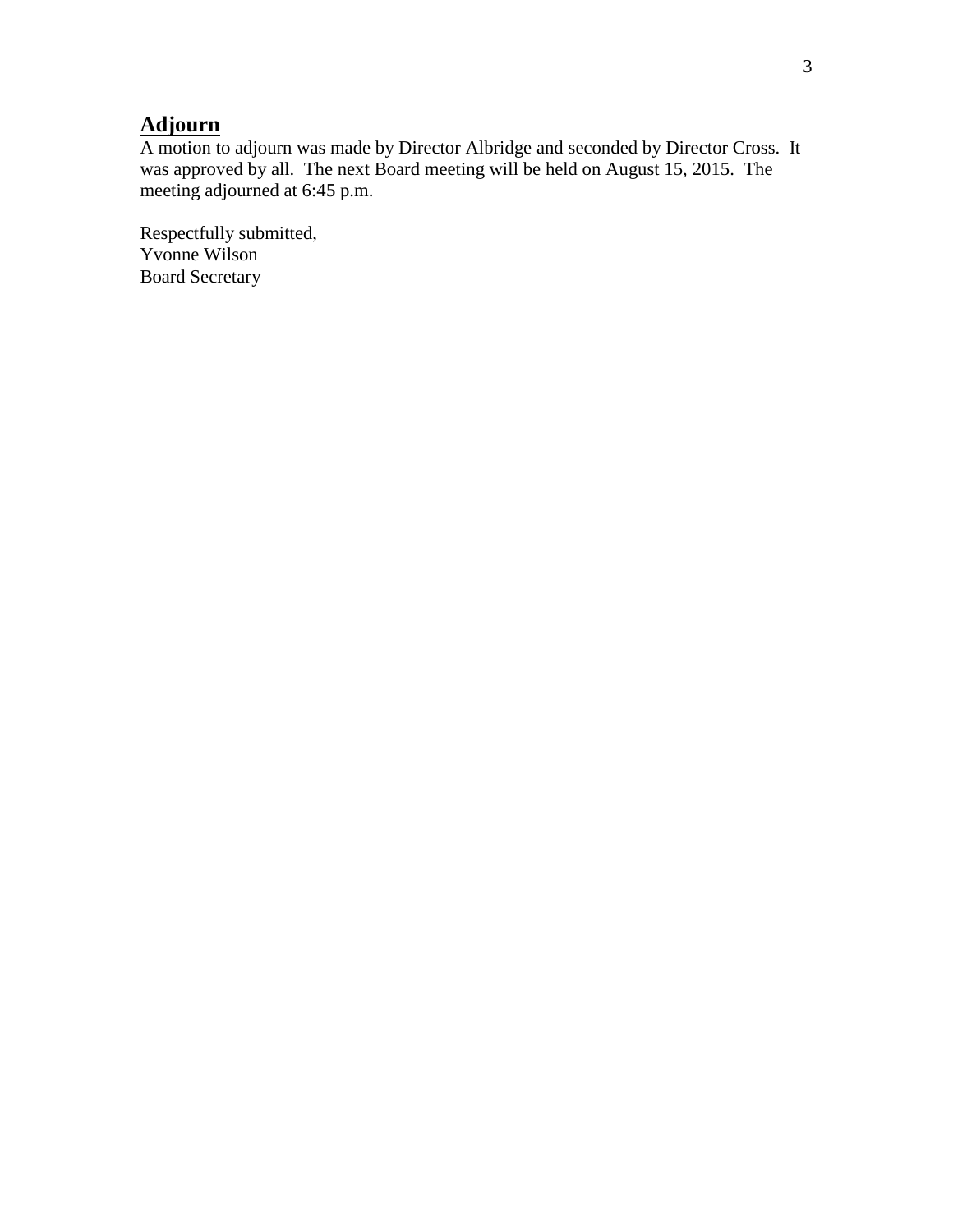## Adjourn

A motion to adjourn was made by Director Albridge and seconded by Director Cross. It was approved by all. The next Board meeting will be held on August 15, 2015. The meeting adjourned at 6:45 p.m.

Respectfully submitted,
Yvonne Wilson
Board Secretary